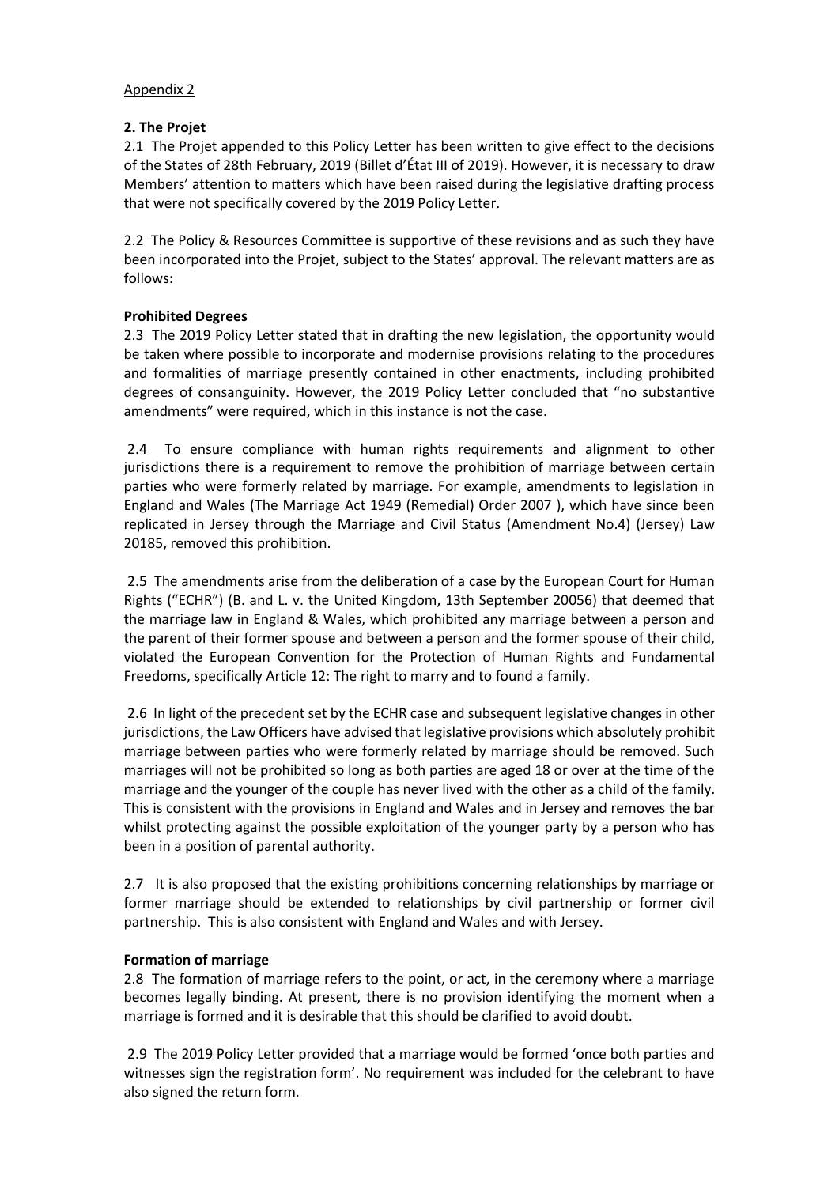Appendix 2

## 2. The Projet

2.1 The Projet appended to this Policy Letter has been written to give effect to the decisions of the States of 28th February, 2019 (Billet d'État III of 2019). However, it is necessary to draw Members' attention to matters which have been raised during the legislative drafting process that were not specifically covered by the 2019 Policy Letter.

2.2 The Policy & Resources Committee is supportive of these revisions and as such they have been incorporated into the Projet, subject to the States' approval. The relevant matters are as follows:

### Prohibited Degrees

2.3 The 2019 Policy Letter stated that in drafting the new legislation, the opportunity would be taken where possible to incorporate and modernise provisions relating to the procedures and formalities of marriage presently contained in other enactments, including prohibited degrees of consanguinity. However, the 2019 Policy Letter concluded that "no substantive amendments" were required, which in this instance is not the case.

2.4 To ensure compliance with human rights requirements and alignment to other jurisdictions there is a requirement to remove the prohibition of marriage between certain parties who were formerly related by marriage. For example, amendments to legislation in England and Wales (The Marriage Act 1949 (Remedial) Order 2007 ), which have since been replicated in Jersey through the Marriage and Civil Status (Amendment No.4) (Jersey) Law 2018[5], removed this prohibition.

2.5 The amendments arise from the deliberation of a case by the European Court for Human Rights ("ECHR") (B. and L. v. the United Kingdom, 13th September 2005[6]) that deemed that the marriage law in England & Wales, which prohibited any marriage between a person and the parent of their former spouse and between a person and the former spouse of their child, violated the European Convention for the Protection of Human Rights and Fundamental Freedoms, specifically Article 12: The right to marry and to found a family.

2.6 In light of the precedent set by the ECHR case and subsequent legislative changes in other jurisdictions, the Law Officers have advised that legislative provisions which absolutely prohibit marriage between parties who were formerly related by marriage should be removed. Such marriages will not be prohibited so long as both parties are aged 18 or over at the time of the marriage and the younger of the couple has never lived with the other as a child of the family. This is consistent with the provisions in England and Wales and in Jersey and removes the bar whilst protecting against the possible exploitation of the younger party by a person who has been in a position of parental authority.

2.7 It is also proposed that the existing prohibitions concerning relationships by marriage or former marriage should be extended to relationships by civil partnership or former civil partnership. This is also consistent with England and Wales and with Jersey.

### Formation of marriage

2.8 The formation of marriage refers to the point, or act, in the ceremony where a marriage becomes legally binding. At present, there is no provision identifying the moment when a marriage is formed and it is desirable that this should be clarified to avoid doubt.

2.9 The 2019 Policy Letter provided that a marriage would be formed 'once both parties and witnesses sign the registration form'. No requirement was included for the celebrant to have also signed the return form.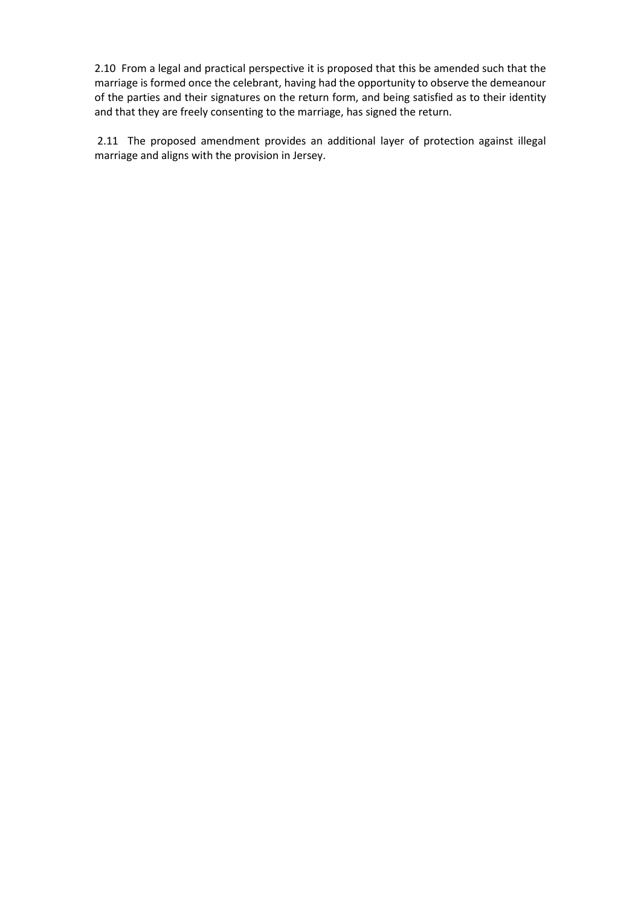2.10 From a legal and practical perspective it is proposed that this be amended such that the marriage is formed once the celebrant, having had the opportunity to observe the demeanour of the parties and their signatures on the return form, and being satisfied as to their identity and that they are freely consenting to the marriage, has signed the return.

2.11 The proposed amendment provides an additional layer of protection against illegal marriage and aligns with the provision in Jersey.